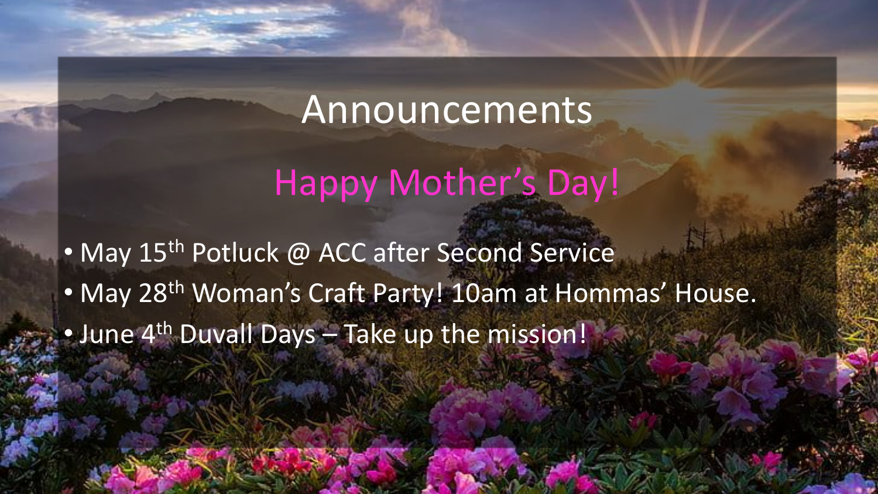# Announcements

## Happy Mother's Day!

- May 15th Potluck @ ACC after Second Service
- May 28th Woman's Craft Party! 10am at Hommas' House.
- June 4th Duvall Days – Take up the mission!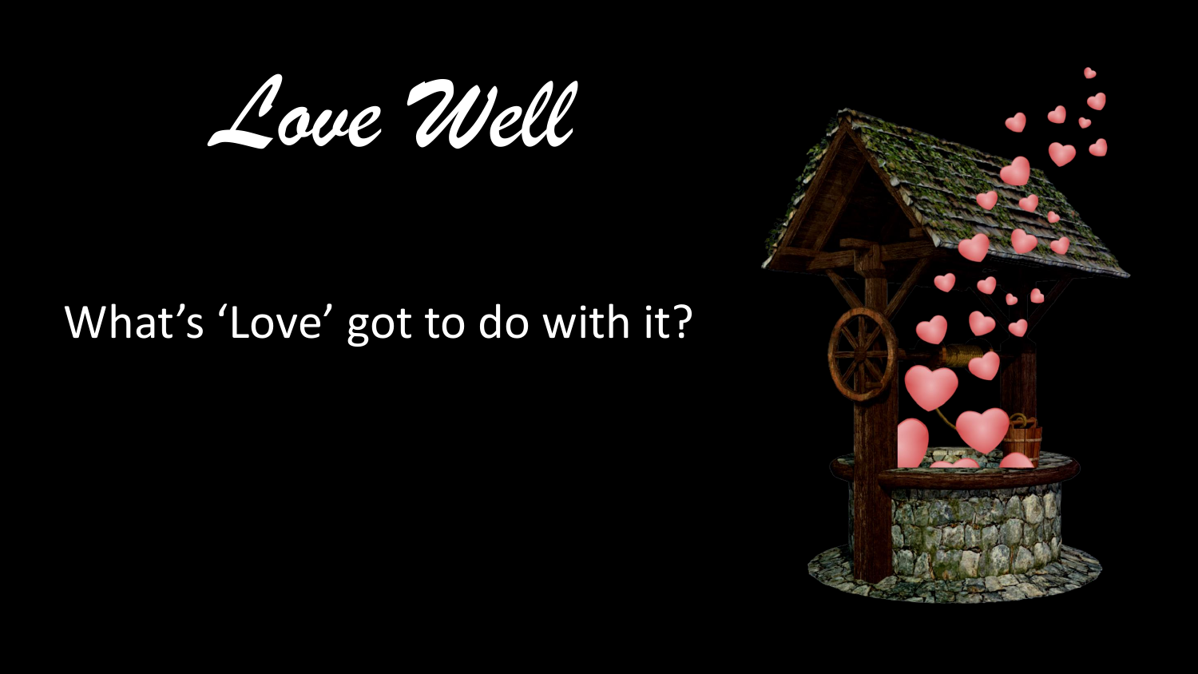# *Love Well*

What's 'Love' got to do with it?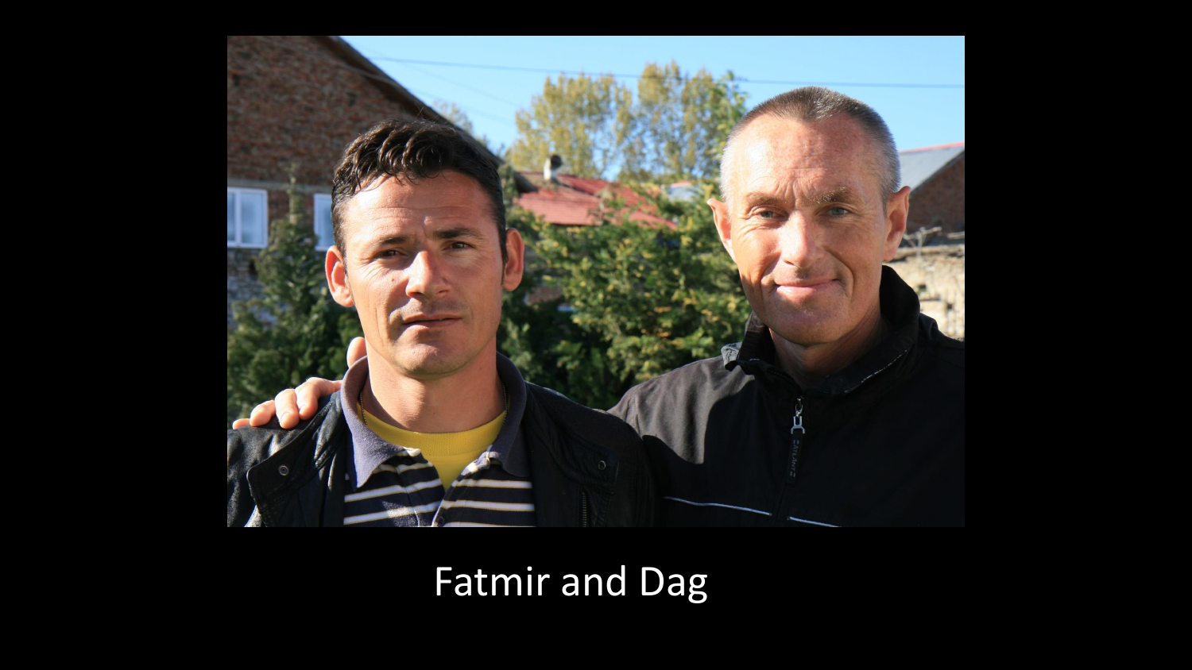Fatmir and Dag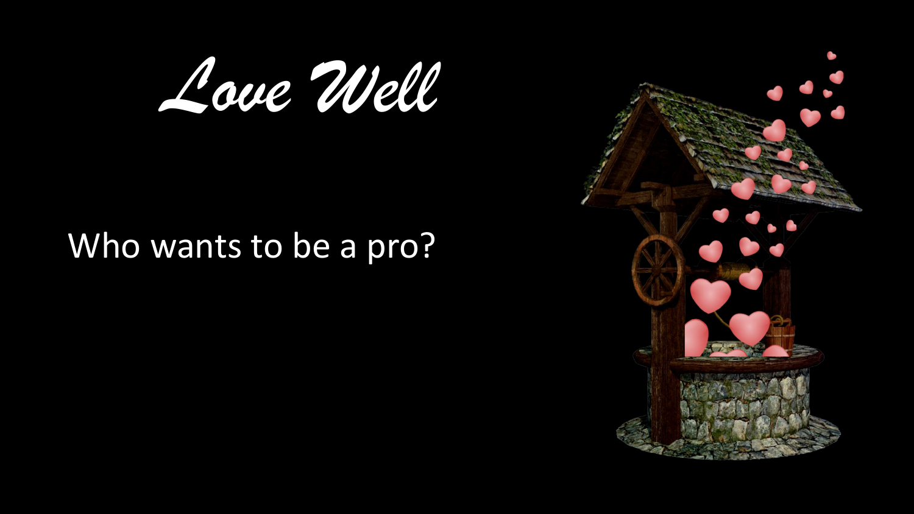# *Love Well*

Who wants to be a pro?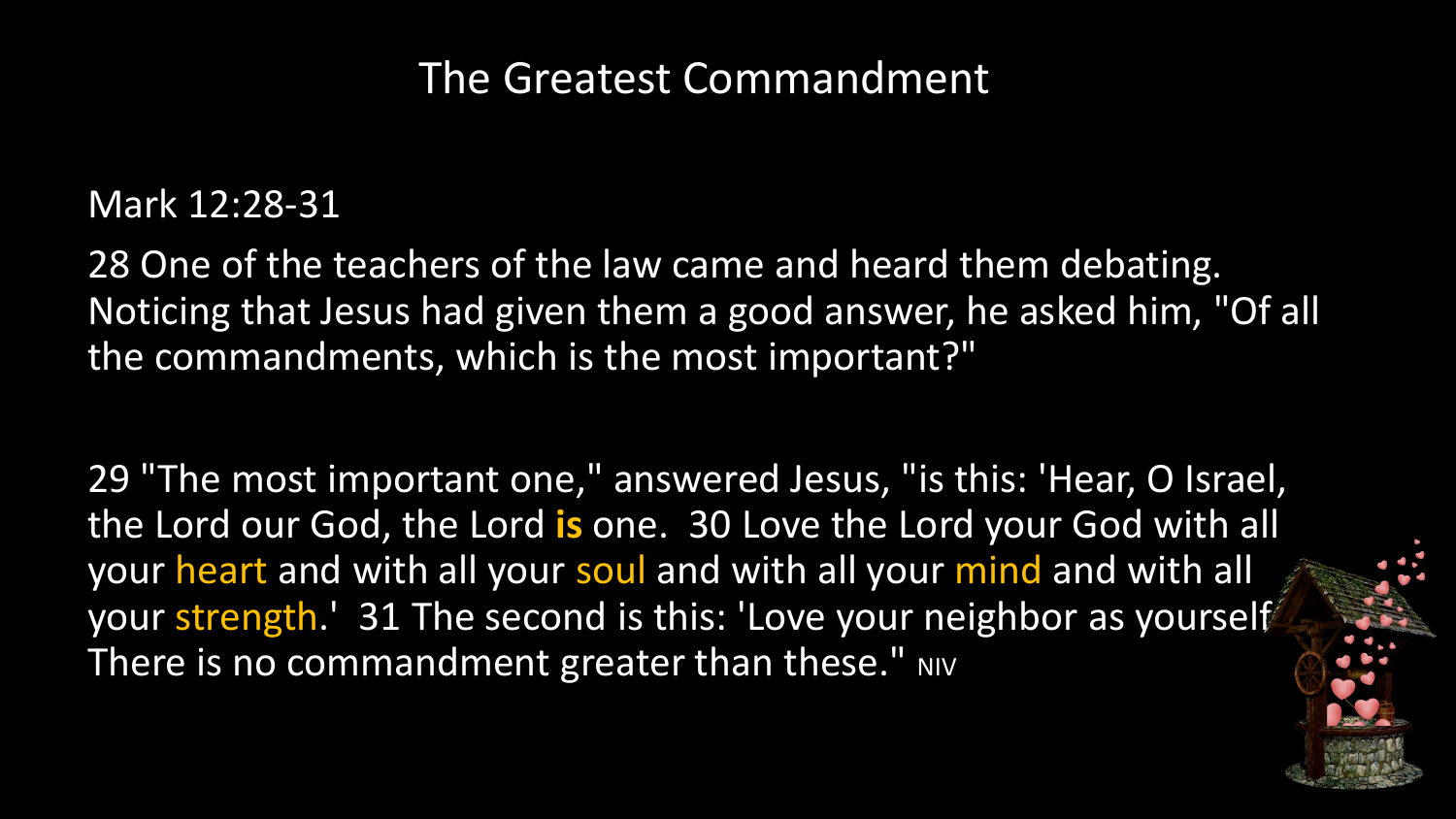# The Greatest Commandment

Mark 12:28-31

28 One of the teachers of the law came and heard them debating. Noticing that Jesus had given them a good answer, he asked him, "Of all the commandments, which is the most important?"

29 "The most important one," answered Jesus, "is this: 'Hear, O Israel, the Lord our God, the Lord **is** one. 30 Love the Lord your God with all your heart and with all your soul and with all your mind and with all your strength.' 31 The second is this: 'Love your neighbor as yourself.' There is no commandment greater than these." NIV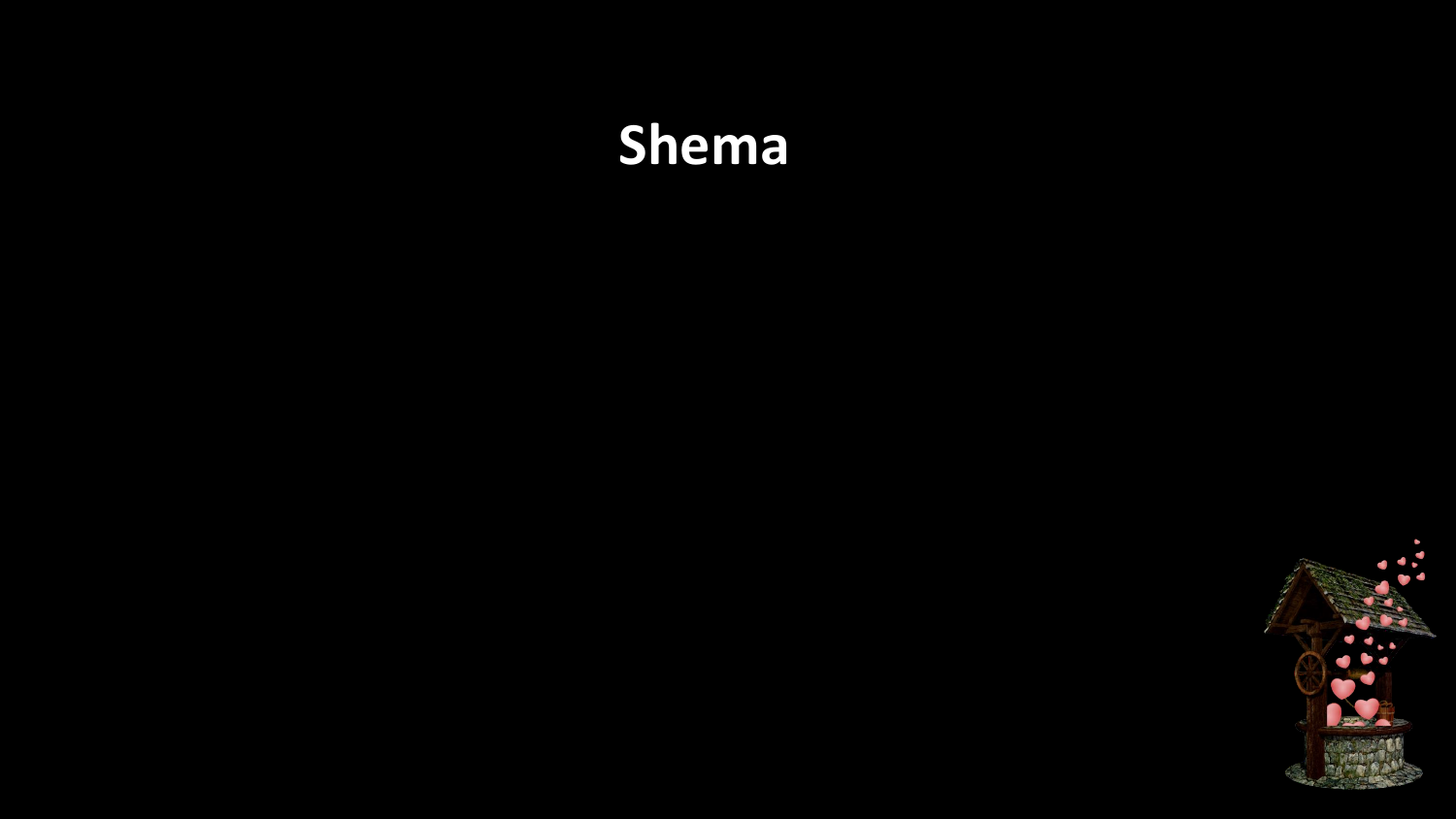# Shema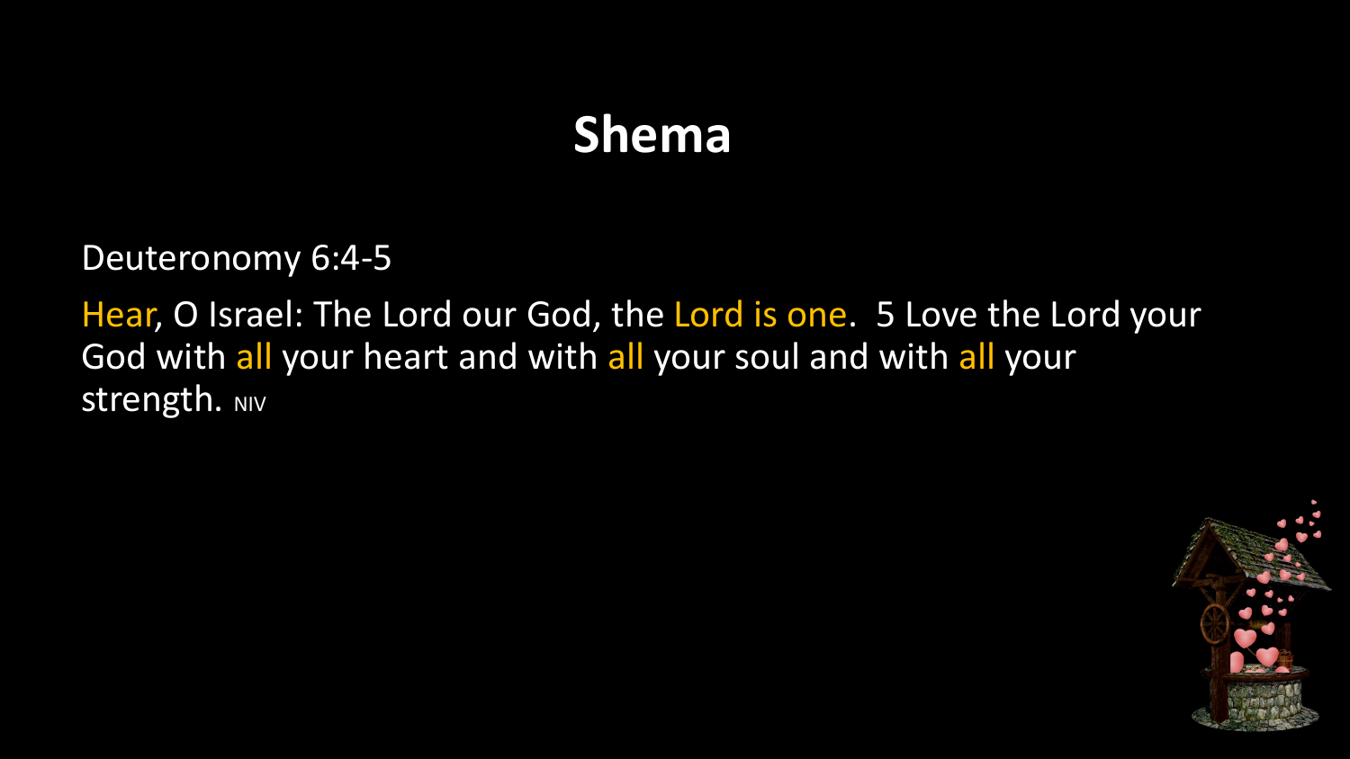# Shema

Deuteronomy 6:4-5

Hear, O Israel: The Lord our God, the Lord is one. 5 Love the Lord your God with all your heart and with all your soul and with all your strength. NIV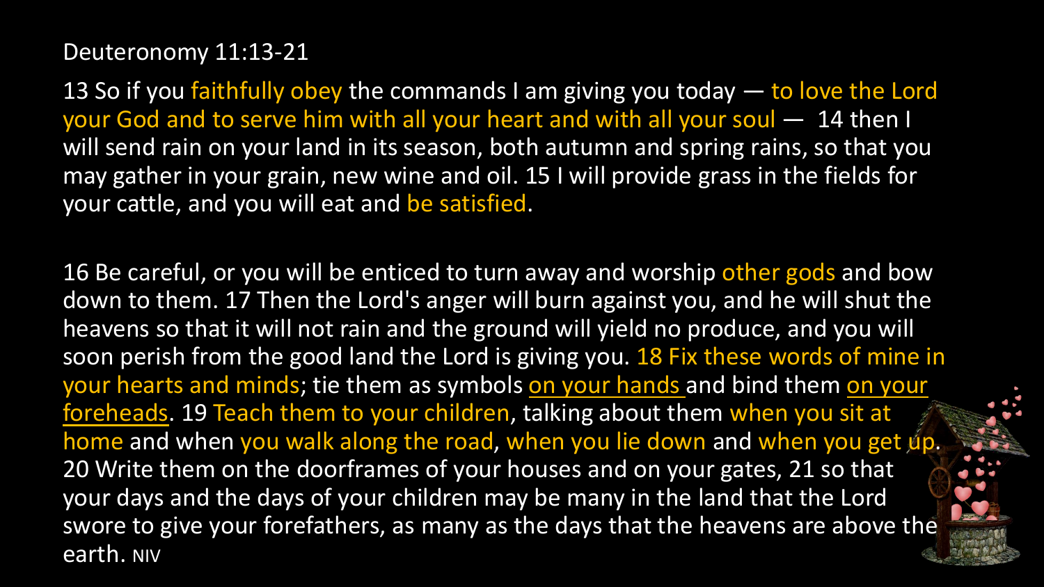Deuteronomy 11:13-21

13 So if you faithfully obey the commands I am giving you today — to love the Lord your God and to serve him with all your heart and with all your soul — 14 then I will send rain on your land in its season, both autumn and spring rains, so that you may gather in your grain, new wine and oil. 15 I will provide grass in the fields for your cattle, and you will eat and be satisfied.

16 Be careful, or you will be enticed to turn away and worship other gods and bow down to them. 17 Then the Lord's anger will burn against you, and he will shut the heavens so that it will not rain and the ground will yield no produce, and you will soon perish from the good land the Lord is giving you. 18 Fix these words of mine in your hearts and minds; tie them as symbols <u>on your hands</u> and bind them <u>on your foreheads</u>. 19 Teach them to your children, talking about them when you sit at home and when you walk along the road, when you lie down and when you get up. 20 Write them on the doorframes of your houses and on your gates, 21 so that your days and the days of your children may be many in the land that the Lord swore to give your forefathers, as many as the days that the heavens are above the earth. NIV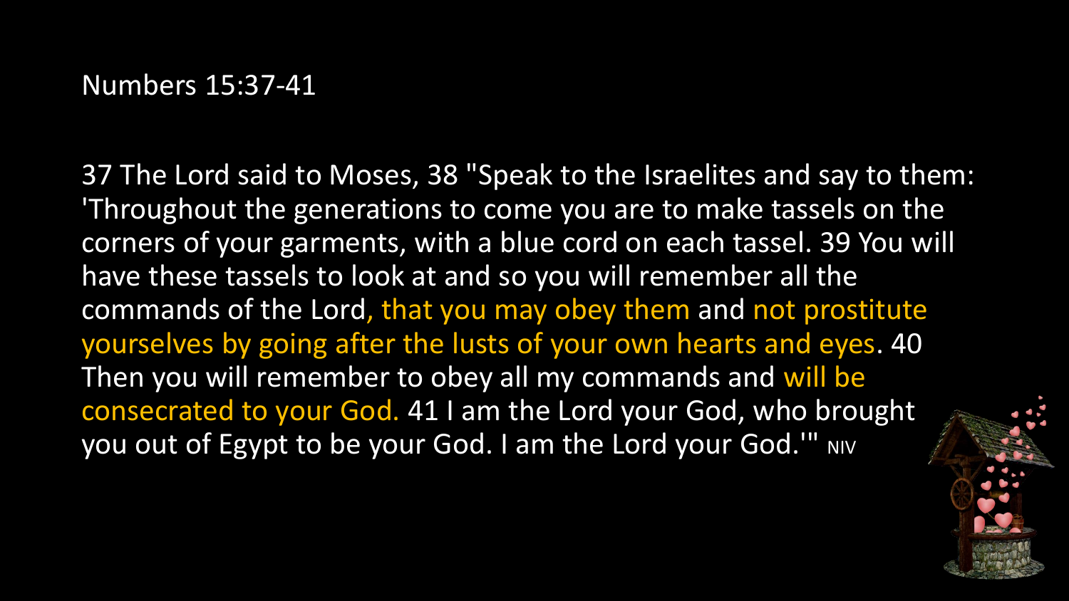Numbers 15:37-41

37 The Lord said to Moses, 38 "Speak to the Israelites and say to them: 'Throughout the generations to come you are to make tassels on the corners of your garments, with a blue cord on each tassel. 39 You will have these tassels to look at and so you will remember all the commands of the Lord, that you may obey them and not prostitute yourselves by going after the lusts of your own hearts and eyes. 40 Then you will remember to obey all my commands and will be consecrated to your God. 41 I am the Lord your God, who brought you out of Egypt to be your God. I am the Lord your God.'" NIV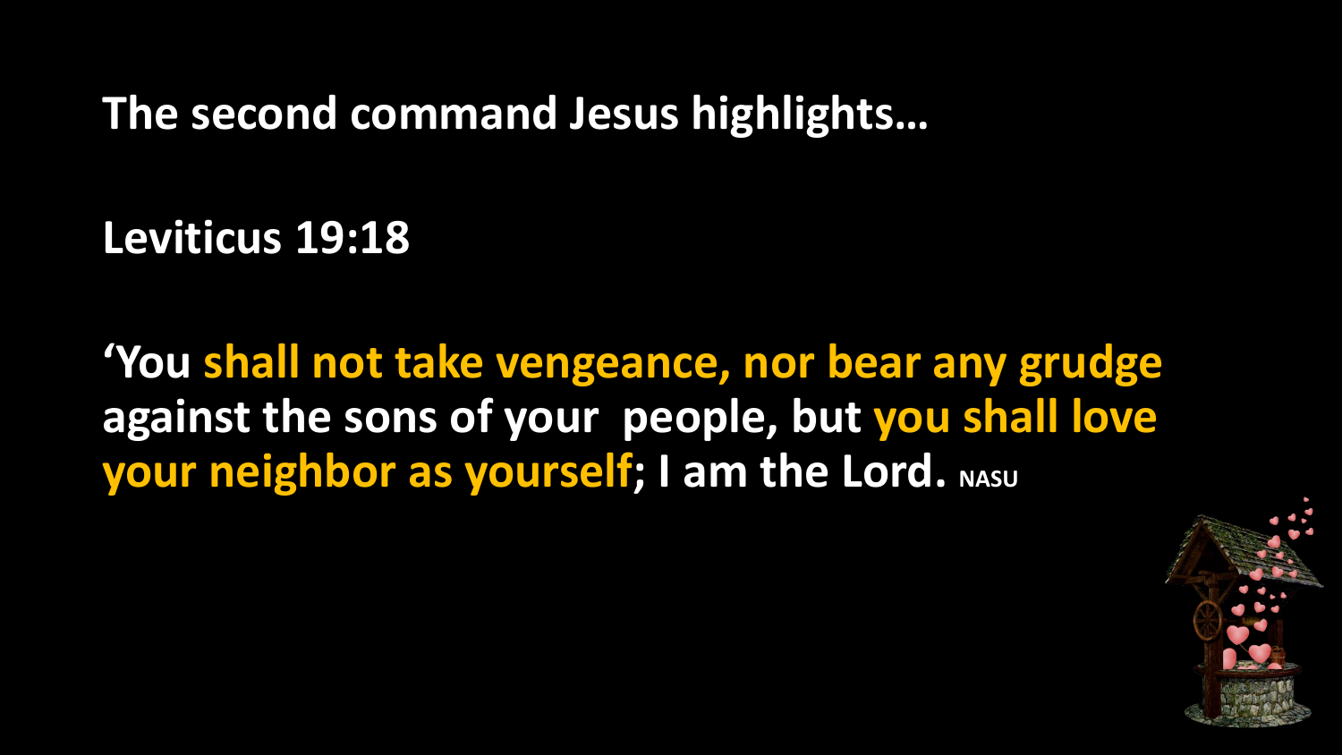**The second command Jesus highlights…**

**Leviticus 19:18**

**‘You shall not take vengeance, nor bear any grudge against the sons of your people, but you shall love your neighbor as yourself; I am the Lord.** NASU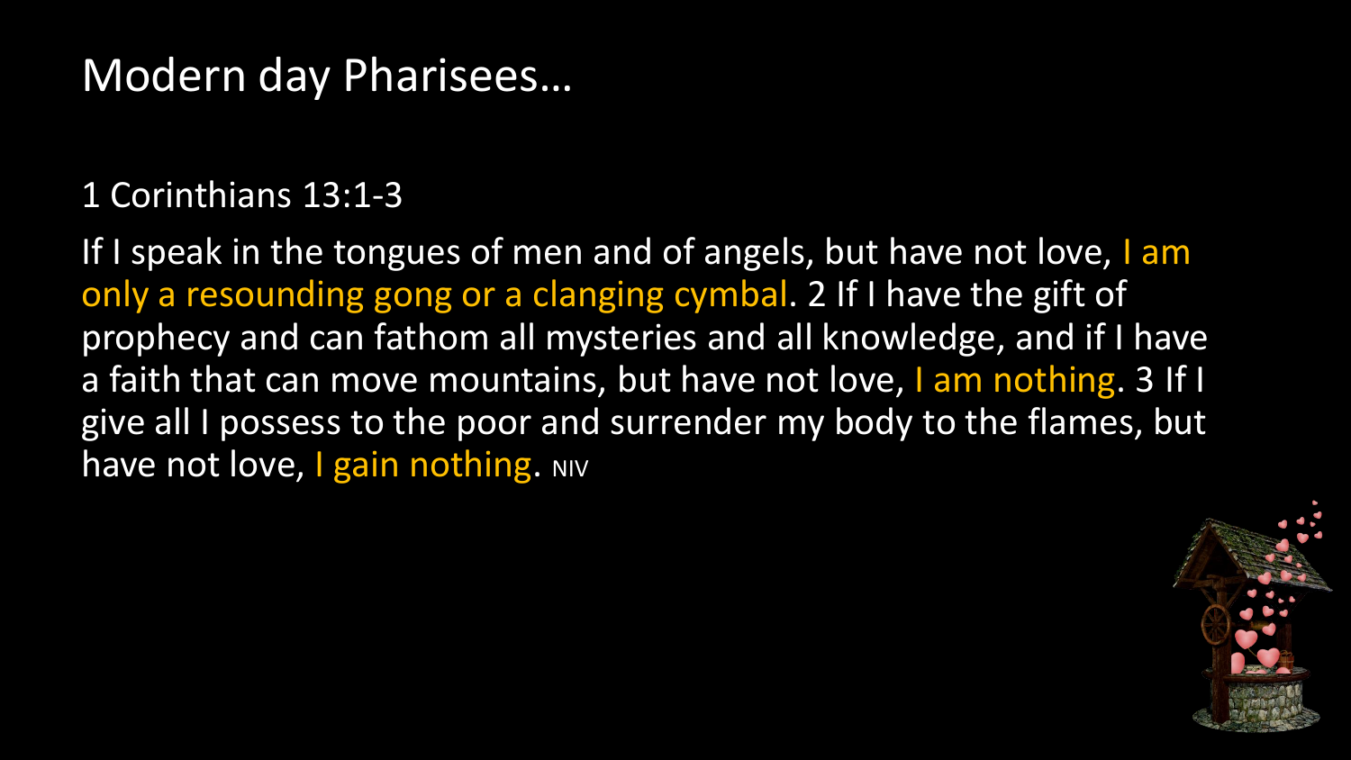# Modern day Pharisees…

1 Corinthians 13:1-3

If I speak in the tongues of men and of angels, but have not love, I am only a resounding gong or a clanging cymbal. 2 If I have the gift of prophecy and can fathom all mysteries and all knowledge, and if I have a faith that can move mountains, but have not love, I am nothing. 3 If I give all I possess to the poor and surrender my body to the flames, but have not love, I gain nothing. NIV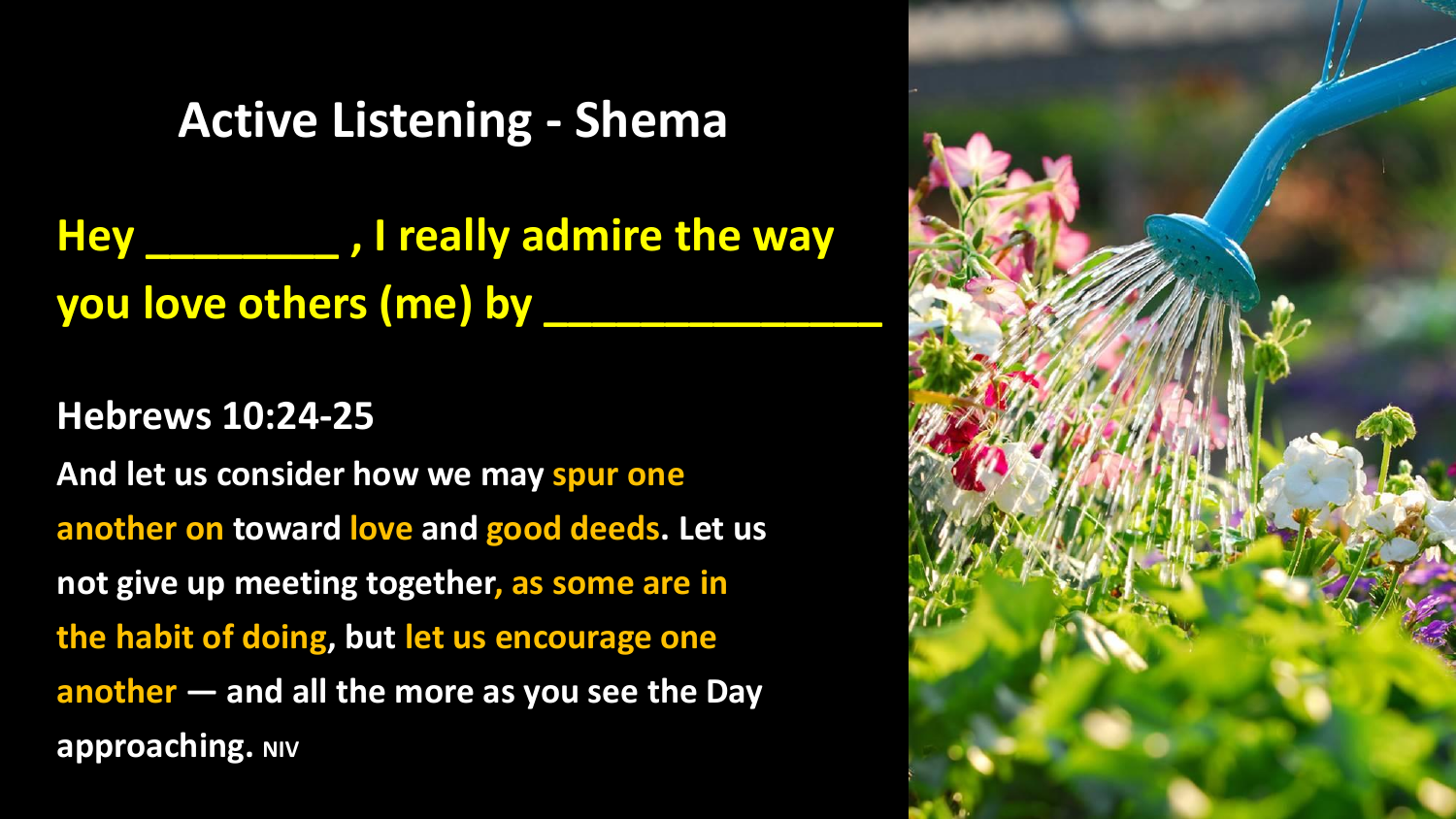# Active Listening - Shema

**Hey ________ , I really admire the way you love others (me) by ______________**

**Hebrews 10:24-25**

**And let us consider how we may spur one another on toward love and good deeds. Let us not give up meeting together, as some are in the habit of doing, but let us encourage one another — and all the more as you see the Day approaching.** NIV